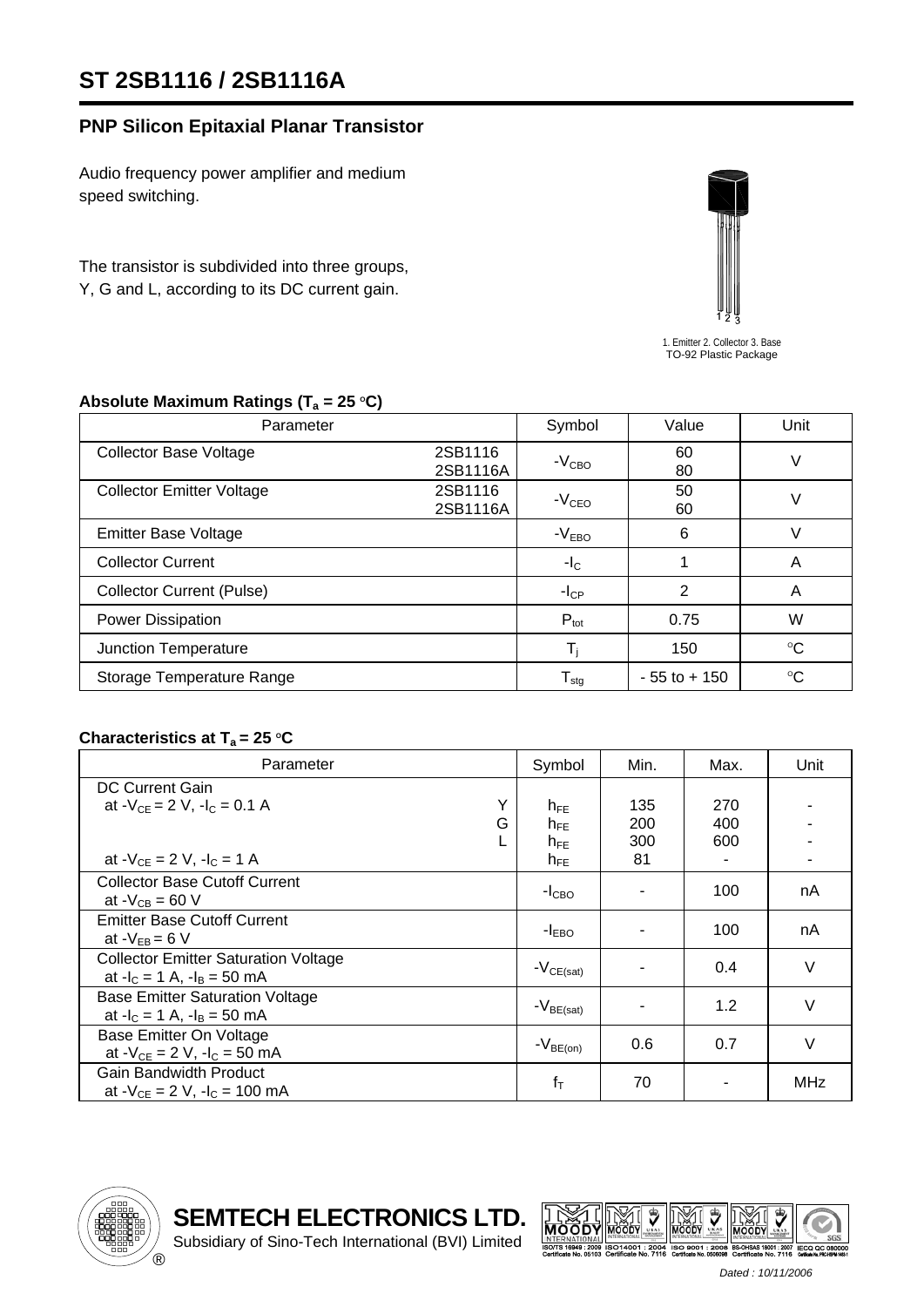# ST 2SB1116 / 2SB1116A

## PNP Silicon Epitaxial Planar Transistor

Audio frequency power amplifier and medium speed switching.

The transistor is subdivided into three groups, Y, G and L, according to its DC current gain.

1. Emitter 2. Collector 3. Base
TO-92 Plastic Package

### Absolute Maximum Ratings ($T_a$ = 25 °C)

| Parameter | | Symbol | Value | Unit |
|---|---|---|---|---|
| Collector Base Voltage | 2SB1116<br>2SB1116A | $-V_{CBO}$ | 60<br>80 | V |
| Collector Emitter Voltage | 2SB1116<br>2SB1116A | $-V_{CEO}$ | 50<br>60 | V |
| Emitter Base Voltage | | $-V_{EBO}$ | 6 | V |
| Collector Current | | $-I_C$ | 1 | A |
| Collector Current (Pulse) | | $-I_{CP}$ | 2 | A |
| Power Dissipation | | $P_{tot}$ | 0.75 | W |
| Junction Temperature | | $T_j$ | 150 | °C |
| Storage Temperature Range | | $T_{stg}$ | - 55 to + 150 | °C |

### Characteristics at $T_a$ = 25 °C

| Parameter | | Symbol | Min. | Max. | Unit |
|---|---|---|---|---|---|
| DC Current Gain | | | | | |
| at $-V_{CE}$ = 2 V, $-I_C$ = 0.1 A | Y | $h_{FE}$ | 135 | 270 | - |
| | G | $h_{FE}$ | 200 | 400 | - |
| | L | $h_{FE}$ | 300 | 600 | - |
| at $-V_{CE}$ = 2 V, $-I_C$ = 1 A | | $h_{FE}$ | 81 | - | - |
| Collector Base Cutoff Current<br>at $-V_{CB}$ = 60 V | | $-I_{CBO}$ | - | 100 | nA |
| Emitter Base Cutoff Current<br>at $-V_{EB}$ = 6 V | | $-I_{EBO}$ | - | 100 | nA |
| Collector Emitter Saturation Voltage<br>at $-I_C$ = 1 A, $-I_B$ = 50 mA | | $-V_{CE(sat)}$ | - | 0.4 | V |
| Base Emitter Saturation Voltage<br>at $-I_C$ = 1 A, $-I_B$ = 50 mA | | $-V_{BE(sat)}$ | - | 1.2 | V |
| Base Emitter On Voltage<br>at $-V_{CE}$ = 2 V, $-I_C$ = 50 mA | | $-V_{BE(on)}$ | 0.6 | 0.7 | V |
| Gain Bandwidth Product<br>at $-V_{CE}$ = 2 V, $-I_C$ = 100 mA | | $f_T$ | 70 | - | MHz |

**SEMTECH ELECTRONICS LTD.**
Subsidiary of Sino-Tech International (BVI) Limited

*Dated : 10/11/2006*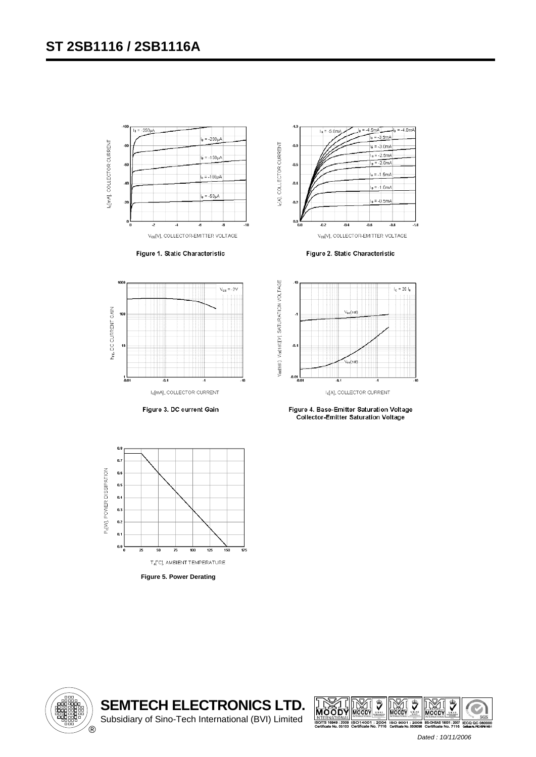# ST 2SB1116 / 2SB1116A

-100
-80
-60
-40
-20
0
$I_B$ = -250μA
$I_B$ = -200μA
$I_B$ = -150μA
$I_B$ = -100μA
$I_B$ = -50μA
0 -2 -4 -6 -8 -10
$I_C$[mA], COLLECTOR CURRENT
$V_{CE}$[V], COLLECTOR-EMITTER VOLTAGE

Figure 1. Static Characteristic

-1.0
-0.8
-0.6
-0.4
-0.2
0.0
$I_B$ = -5.0mA
$I_B$ = -4.5mA
$I_B$ = -4.0mA
$I_B$ = -3.5mA
$I_B$ = -3.0mA
$I_B$ = -2.5mA
$I_B$ = -2.0mA
$I_B$ = -1.5mA
$I_B$ = -1.0mA
$I_B$ = -0.5mA
0.0 -0.2 -0.4 -0.6 -0.8 -1.0
$I_C$[A], COLLECTOR CURRENT
$V_{CE}$[V], COLLECTOR-EMITTER VOLTAGE

Figure 2. Static Characteristic

1000
100
10
1
$V_{CE}$ = -2V
-0.01 -0.1 -1 -10
$h_{FE}$, DC CURRENT GAIN
$I_C$[mA], COLLECTOR CURRENT

Figure 3. DC current Gain

-10
-1
-0.1
-0.01
$I_C$ = 20 $I_B$
$V_{BE}$(sat)
$V_{CE}$(sat)
-0.01 -0.1 -1 -10
$V_{BE}$(sat), $V_{CE}$(sat)[V], SATURATION VOLTAGE
$I_C$[A], COLLECTOR CURRENT

Figure 4. Base-Emitter Saturation Voltage
Collector-Emitter Saturation Voltage

0.8
0.7
0.6
0.5
0.4
0.3
0.2
0.1
0.0
0 25 50 75 100 125 150 175
$P_C$[W], POWER DISSIPATION
$T_a$[°C], AMBIENT TEMPERATURE

**Figure 5. Power Derating**

**SEMTECH ELECTRONICS LTD.**
Subsidiary of Sino-Tech International (BVI) Limited

ISO/TS 16949 : 2009 Certificate No. 05103
ISO14001 : 2004 Certificate No. 7116
ISO 9001 : 2008 Certificate No. 0505098
BS-OHSAS 18001 : 2007 Certificate No. 7116
IECQ QC 080000

*Dated : 10/11/2006*